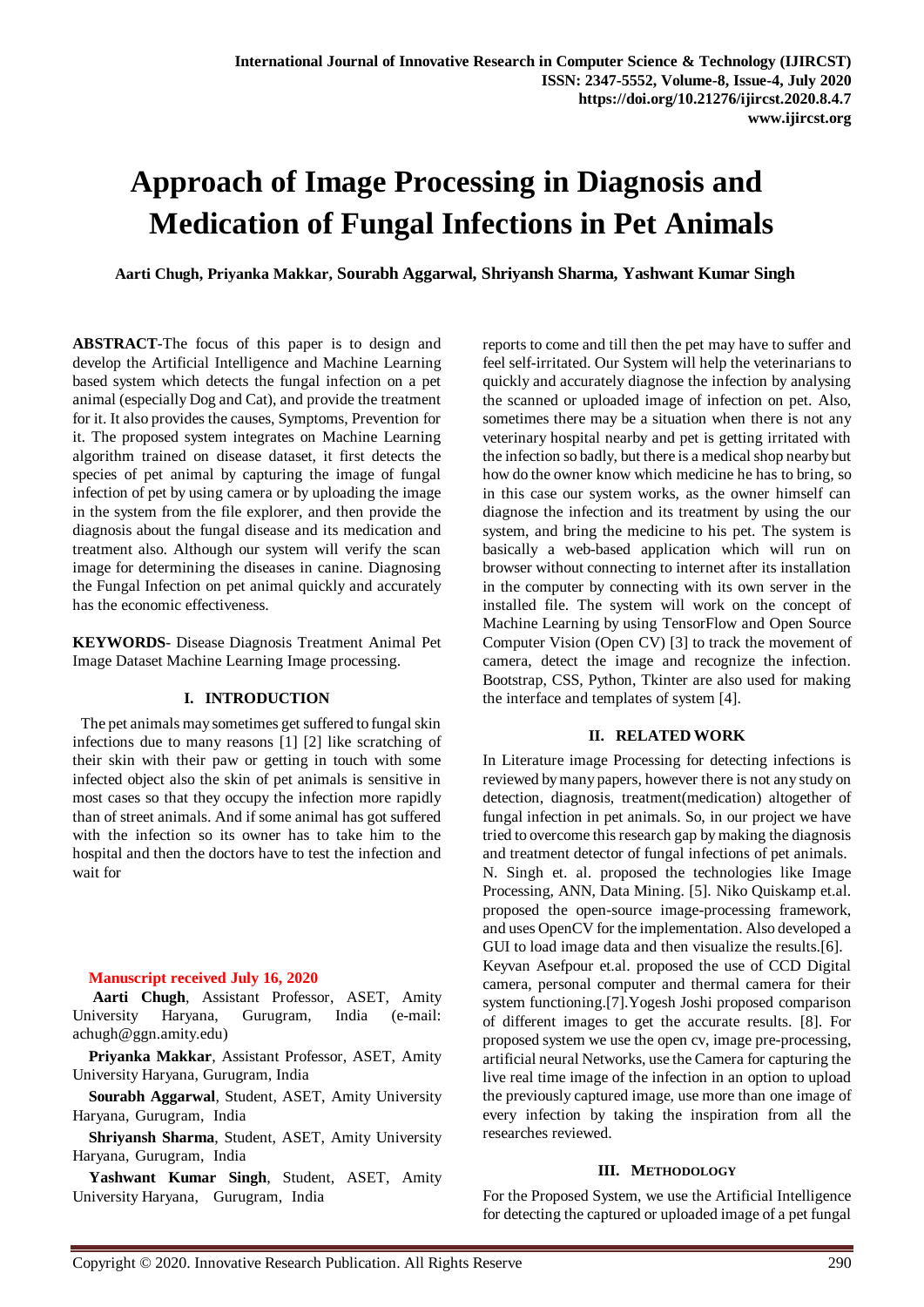# Approach of Image Processing in Diagnosis and Medication of Fungal Infections in Pet Animals

**Aarti Chugh, Priyanka Makkar, Sourabh Aggarwal, Shriyansh Sharma, Yashwant Kumar Singh**

**ABSTRACT**-The focus of this paper is to design and develop the Artificial Intelligence and Machine Learning based system which detects the fungal infection on a pet animal (especially Dog and Cat), and provide the treatment for it. It also provides the causes, Symptoms, Prevention for it. The proposed system integrates on Machine Learning algorithm trained on disease dataset, it first detects the species of pet animal by capturing the image of fungal infection of pet by using camera or by uploading the image in the system from the file explorer, and then provide the diagnosis about the fungal disease and its medication and treatment also. Although our system will verify the scan image for determining the diseases in canine. Diagnosing the Fungal Infection on pet animal quickly and accurately has the economic effectiveness.

**KEYWORDS**- Disease Diagnosis Treatment Animal Pet Image Dataset Machine Learning Image processing.

## I. INTRODUCTION

The pet animals may sometimes get suffered to fungal skin infections due to many reasons [1] [2] like scratching of their skin with their paw or getting in touch with some infected object also the skin of pet animals is sensitive in most cases so that they occupy the infection more rapidly than of street animals. And if some animal has got suffered with the infection so its owner has to take him to the hospital and then the doctors have to test the infection and wait for reports to come and till then the pet may have to suffer and feel self-irritated. Our System will help the veterinarians to quickly and accurately diagnose the infection by analysing the scanned or uploaded image of infection on pet. Also, sometimes there may be a situation when there is not any veterinary hospital nearby and pet is getting irritated with the infection so badly, but there is a medical shop nearby but how do the owner know which medicine he has to bring, so in this case our system works, as the owner himself can diagnose the infection and its treatment by using the our system, and bring the medicine to his pet. The system is basically a web-based application which will run on browser without connecting to internet after its installation in the computer by connecting with its own server in the installed file. The system will work on the concept of Machine Learning by using TensorFlow and Open Source Computer Vision (Open CV) [3] to track the movement of camera, detect the image and recognize the infection. Bootstrap, CSS, Python, Tkinter are also used for making the interface and templates of system [4].

**Manuscript received July 16, 2020**

**Aarti Chugh**, Assistant Professor, ASET, Amity University Haryana, Gurugram, India (e-mail: achugh@ggn.amity.edu)

**Priyanka Makkar**, Assistant Professor, ASET, Amity University Haryana, Gurugram, India

**Sourabh Aggarwal**, Student, ASET, Amity University Haryana, Gurugram, India

**Shriyansh Sharma**, Student, ASET, Amity University Haryana, Gurugram, India

**Yashwant Kumar Singh**, Student, ASET, Amity University Haryana, Gurugram, India

## II. RELATED WORK

In Literature image Processing for detecting infections is reviewed by many papers, however there is not any study on detection, diagnosis, treatment(medication) altogether of fungal infection in pet animals. So, in our project we have tried to overcome this research gap by making the diagnosis and treatment detector of fungal infections of pet animals.
N. Singh et. al. proposed the technologies like Image Processing, ANN, Data Mining. [5]. Niko Quiskamp et.al. proposed the open-source image-processing framework, and uses OpenCV for the implementation. Also developed a GUI to load image data and then visualize the results.[6].
Keyvan Asefpour et.al. proposed the use of CCD Digital camera, personal computer and thermal camera for their system functioning.[7].Yogesh Joshi proposed comparison of different images to get the accurate results. [8]. For proposed system we use the open cv, image pre-processing, artificial neural Networks, use the Camera for capturing the live real time image of the infection in an option to upload the previously captured image, use more than one image of every infection by taking the inspiration from all the researches reviewed.

## III. METHODOLOGY

For the Proposed System, we use the Artificial Intelligence for detecting the captured or uploaded image of a pet fungal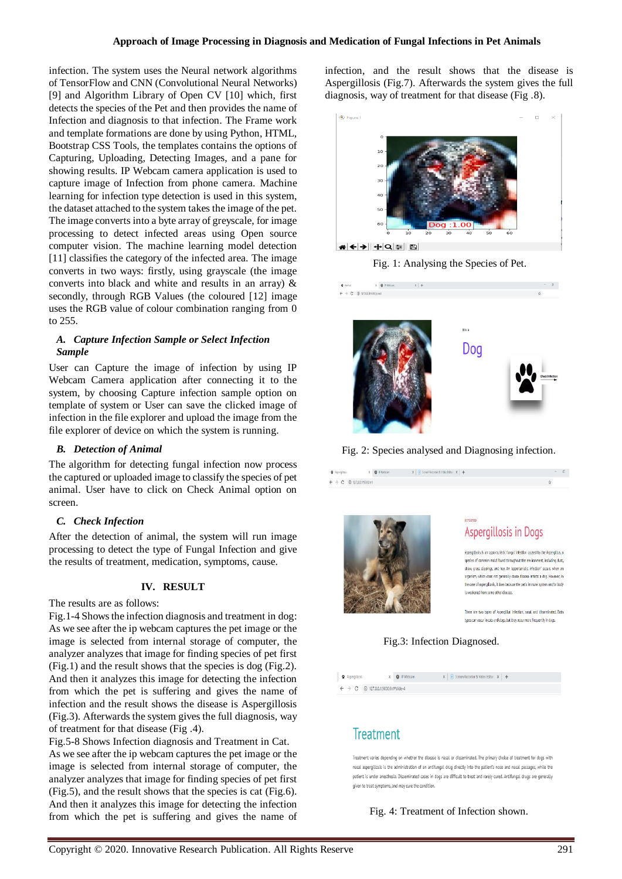infection. The system uses the Neural network algorithms of TensorFlow and CNN (Convolutional Neural Networks) [9] and Algorithm Library of Open CV [10] which, first detects the species of the Pet and then provides the name of Infection and diagnosis to that infection. The Frame work and template formations are done by using Python, HTML, Bootstrap CSS Tools, the templates contains the options of Capturing, Uploading, Detecting Images, and a pane for showing results. IP Webcam camera application is used to capture image of Infection from phone camera. Machine learning for infection type detection is used in this system, the dataset attached to the system takes the image of the pet. The image converts into a byte array of greyscale, for image processing to detect infected areas using Open source computer vision. The machine learning model detection [11] classifies the category of the infected area. The image converts in two ways: firstly, using grayscale (the image converts into black and white and results in an array) & secondly, through RGB Values (the coloured [12] image uses the RGB value of colour combination ranging from 0 to 255.

### *A. Capture Infection Sample or Select Infection Sample*

User can Capture the image of infection by using IP Webcam Camera application after connecting it to the system, by choosing Capture infection sample option on template of system or User can save the clicked image of infection in the file explorer and upload the image from the file explorer of device on which the system is running.

### *B. Detection of Animal*

The algorithm for detecting fungal infection now process the captured or uploaded image to classify the species of pet animal. User have to click on Check Animal option on screen.

### *C. Check Infection*

After the detection of animal, the system will run image processing to detect the type of Fungal Infection and give the results of treatment, medication, symptoms, cause.

## IV. RESULT

The results are as follows:

Fig.1-4 Shows the infection diagnosis and treatment in dog: As we see after the ip webcam captures the pet image or the image is selected from internal storage of computer, the analyzer analyzes that image for finding species of pet first (Fig.1) and the result shows that the species is dog (Fig.2). And then it analyzes this image for detecting the infection from which the pet is suffering and gives the name of infection and the result shows the disease is Aspergillosis (Fig.3). Afterwards the system gives the full diagnosis, way of treatment for that disease (Fig .4).

Fig.5-8 Shows Infection diagnosis and Treatment in Cat. As we see after the ip webcam captures the pet image or the image is selected from internal storage of computer, the analyzer analyzes that image for finding species of pet first (Fig.5), and the result shows that the species is cat (Fig.6). And then it analyzes this image for detecting the infection from which the pet is suffering and gives the name of infection, and the result shows that the disease is Aspergillosis (Fig.7). Afterwards the system gives the full diagnosis, way of treatment for that disease (Fig .8).

Fig. 1: Analysing the Species of Pet.

Fig. 2: Species analysed and Diagnosing infection.

Fig.3: Infection Diagnosed.

Fig. 4: Treatment of Infection shown.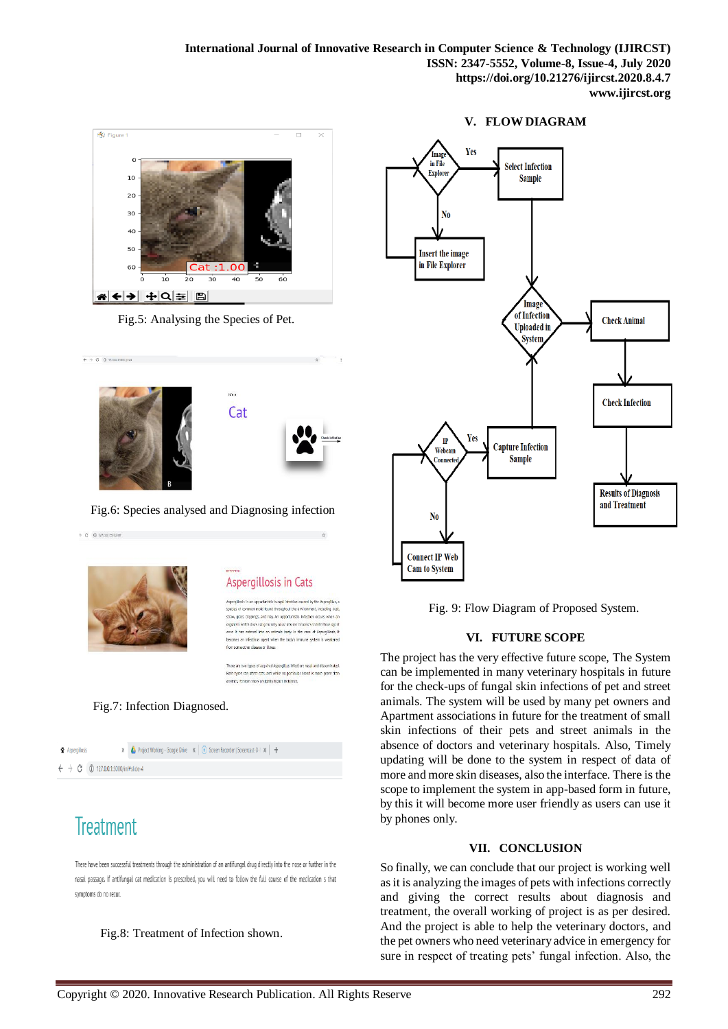Fig.5: Analysing the Species of Pet.

Fig.6: Species analysed and Diagnosing infection

Fig.7: Infection Diagnosed.

Fig.8: Treatment of Infection shown.

## V. FLOW DIAGRAM

Fig. 9: Flow Diagram of Proposed System.

## VI. FUTURE SCOPE

The project has the very effective future scope, The System can be implemented in many veterinary hospitals in future for the check-ups of fungal skin infections of pet and street animals. The system will be used by many pet owners and Apartment associations in future for the treatment of small skin infections of their pets and street animals in the absence of doctors and veterinary hospitals. Also, Timely updating will be done to the system in respect of data of more and more skin diseases, also the interface. There is the scope to implement the system in app-based form in future, by this it will become more user friendly as users can use it by phones only.

## VII. CONCLUSION

So finally, we can conclude that our project is working well as it is analyzing the images of pets with infections correctly and giving the correct results about diagnosis and treatment, the overall working of project is as per desired. And the project is able to help the veterinary doctors, and the pet owners who need veterinary advice in emergency for sure in respect of treating pets' fungal infection. Also, the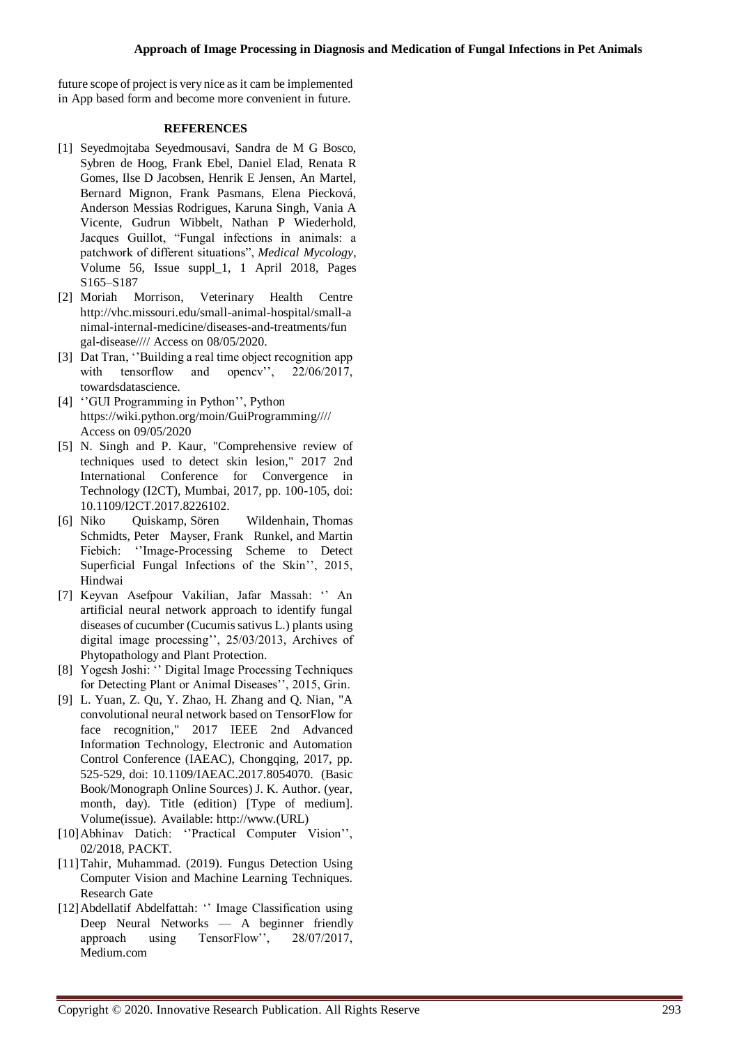future scope of project is very nice as it cam be implemented in App based form and become more convenient in future.

## REFERENCES

[1] Seyedmojtaba Seyedmousavi, Sandra de M G Bosco, Sybren de Hoog, Frank Ebel, Daniel Elad, Renata R Gomes, Ilse D Jacobsen, Henrik E Jensen, An Martel, Bernard Mignon, Frank Pasmans, Elena Piecková, Anderson Messias Rodrigues, Karuna Singh, Vania A Vicente, Gudrun Wibbelt, Nathan P Wiederhold, Jacques Guillot, "Fungal infections in animals: a patchwork of different situations", *Medical Mycology*, Volume 56, Issue suppl_1, 1 April 2018, Pages S165–S187

[2] Moriah Morrison, Veterinary Health Centre http://vhc.missouri.edu/small-animal-hospital/small-animal-internal-medicine/diseases-and-treatments/fungal-disease//// Access on 08/05/2020.

[3] Dat Tran, ''Building a real time object recognition app with tensorflow and opencv'', 22/06/2017, towardsdatascience.

[4] ''GUI Programming in Python'', Python https://wiki.python.org/moin/GuiProgramming//// Access on 09/05/2020

[5] N. Singh and P. Kaur, "Comprehensive review of techniques used to detect skin lesion," 2017 2nd International Conference for Convergence in Technology (I2CT), Mumbai, 2017, pp. 100-105, doi: 10.1109/I2CT.2017.8226102.

[6] Niko Quiskamp, Sören Wildenhain, Thomas Schmidts, Peter Mayser, Frank Runkel, and Martin Fiebich: ''Image-Processing Scheme to Detect Superficial Fungal Infections of the Skin'', 2015, Hindwai

[7] Keyvan Asefpour Vakilian, Jafar Massah: '' An artificial neural network approach to identify fungal diseases of cucumber (Cucumis sativus L.) plants using digital image processing'', 25/03/2013, Archives of Phytopathology and Plant Protection.

[8] Yogesh Joshi: '' Digital Image Processing Techniques for Detecting Plant or Animal Diseases'', 2015, Grin.

[9] L. Yuan, Z. Qu, Y. Zhao, H. Zhang and Q. Nian, "A convolutional neural network based on TensorFlow for face recognition," 2017 IEEE 2nd Advanced Information Technology, Electronic and Automation Control Conference (IAEAC), Chongqing, 2017, pp. 525-529, doi: 10.1109/IAEAC.2017.8054070. (Basic Book/Monograph Online Sources) J. K. Author. (year, month, day). Title (edition) [Type of medium]. Volume(issue). Available: http://www.(URL)

[10] Abhinav Datich: ''Practical Computer Vision'', 02/2018, PACKT.

[11] Tahir, Muhammad. (2019). Fungus Detection Using Computer Vision and Machine Learning Techniques. Research Gate

[12] Abdellatif Abdelfattah: '' Image Classification using Deep Neural Networks — A beginner friendly approach using TensorFlow'', 28/07/2017, Medium.com